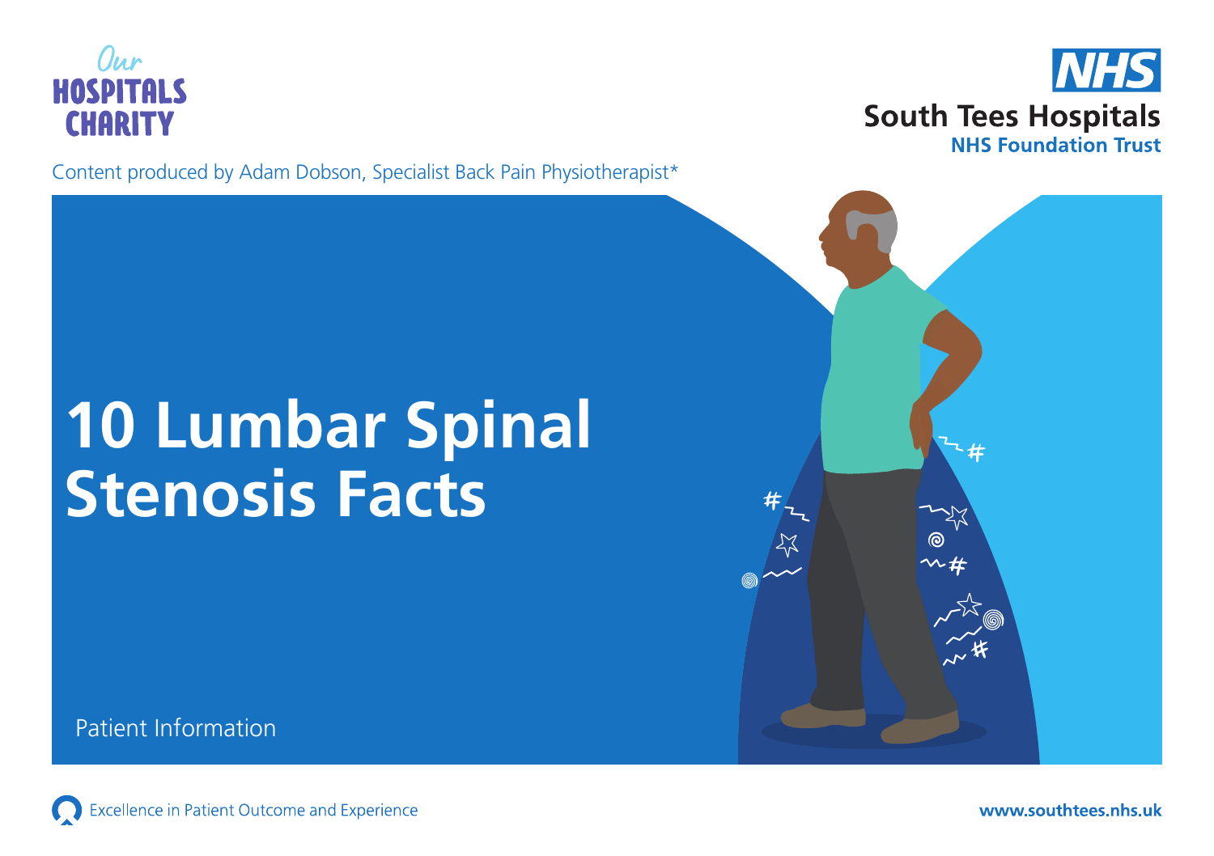Our HOSPITALS CHARITY

NHS
South Tees Hospitals
NHS Foundation Trust

Content produced by Adam Dobson, Specialist Back Pain Physiotherapist*

# 10 Lumbar Spinal Stenosis Facts

Patient Information

Excellence in Patient Outcome and Experience

www.southtees.nhs.uk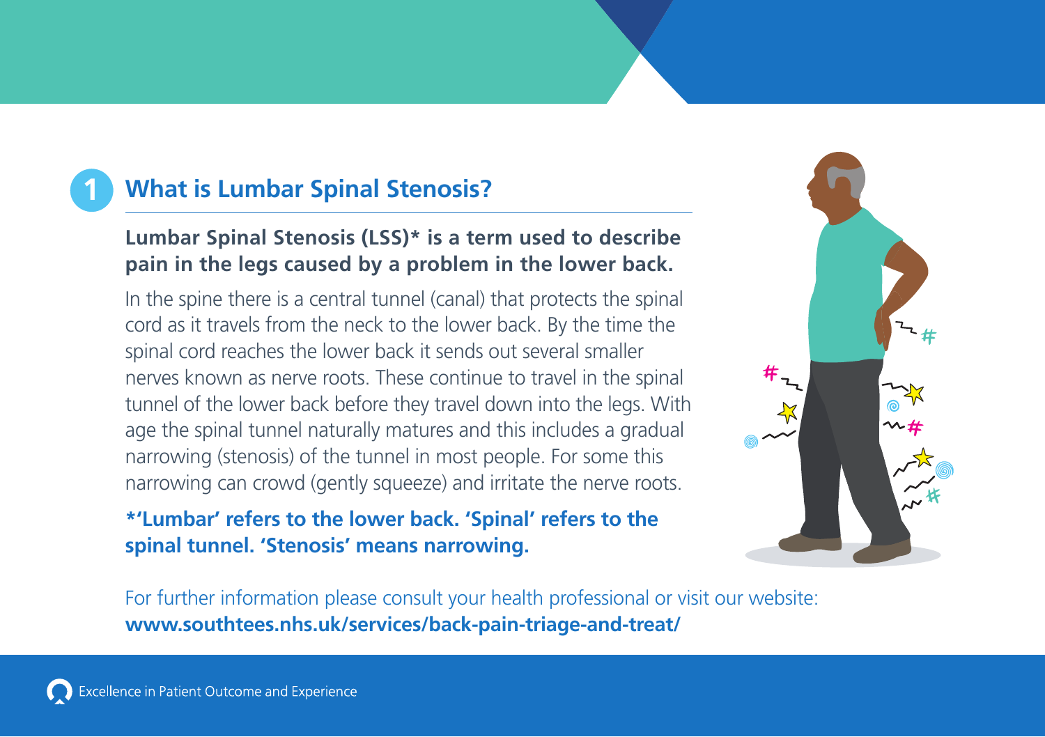## 1 What is Lumbar Spinal Stenosis?

**Lumbar Spinal Stenosis (LSS)* is a term used to describe pain in the legs caused by a problem in the lower back.**

In the spine there is a central tunnel (canal) that protects the spinal cord as it travels from the neck to the lower back. By the time the spinal cord reaches the lower back it sends out several smaller nerves known as nerve roots. These continue to travel in the spinal tunnel of the lower back before they travel down into the legs. With age the spinal tunnel naturally matures and this includes a gradual narrowing (stenosis) of the tunnel in most people. For some this narrowing can crowd (gently squeeze) and irritate the nerve roots.

***'Lumbar' refers to the lower back. 'Spinal' refers to the spinal tunnel. 'Stenosis' means narrowing.**

For further information please consult your health professional or visit our website:
**www.southtees.nhs.uk/services/back-pain-triage-and-treat/**

Excellence in Patient Outcome and Experience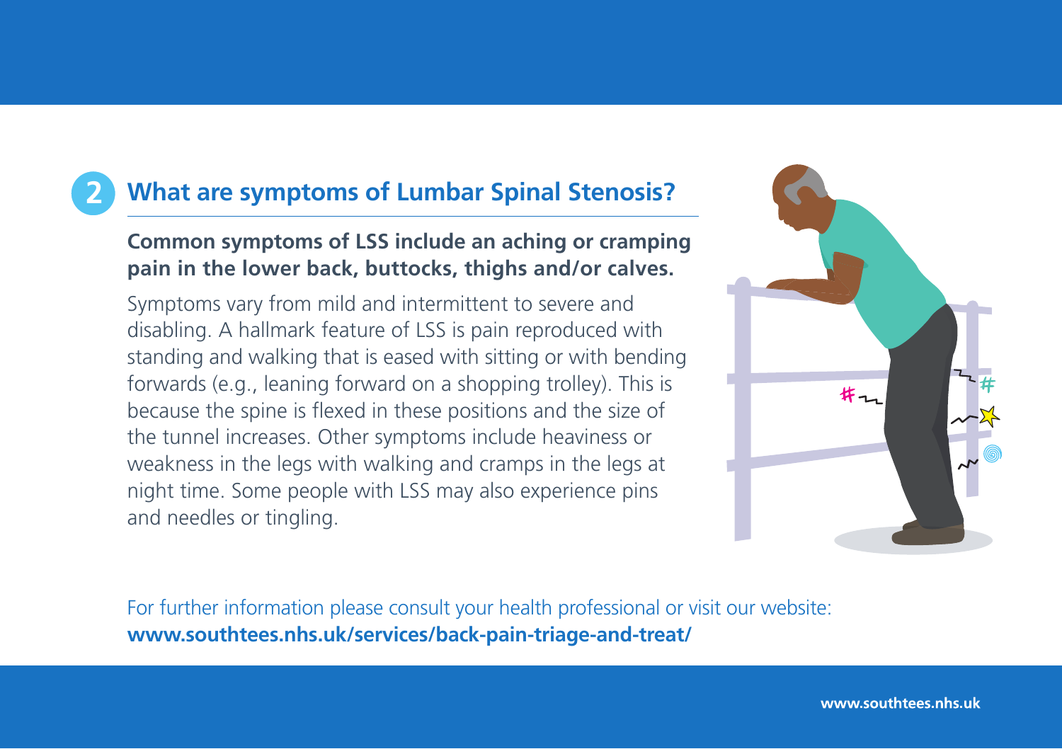## 2 What are symptoms of Lumbar Spinal Stenosis?

**Common symptoms of LSS include an aching or cramping pain in the lower back, buttocks, thighs and/or calves.**

Symptoms vary from mild and intermittent to severe and disabling. A hallmark feature of LSS is pain reproduced with standing and walking that is eased with sitting or with bending forwards (e.g., leaning forward on a shopping trolley). This is because the spine is flexed in these positions and the size of the tunnel increases. Other symptoms include heaviness or weakness in the legs with walking and cramps in the legs at night time. Some people with LSS may also experience pins and needles or tingling.

For further information please consult your health professional or visit our website:
**www.southtees.nhs.uk/services/back-pain-triage-and-treat/**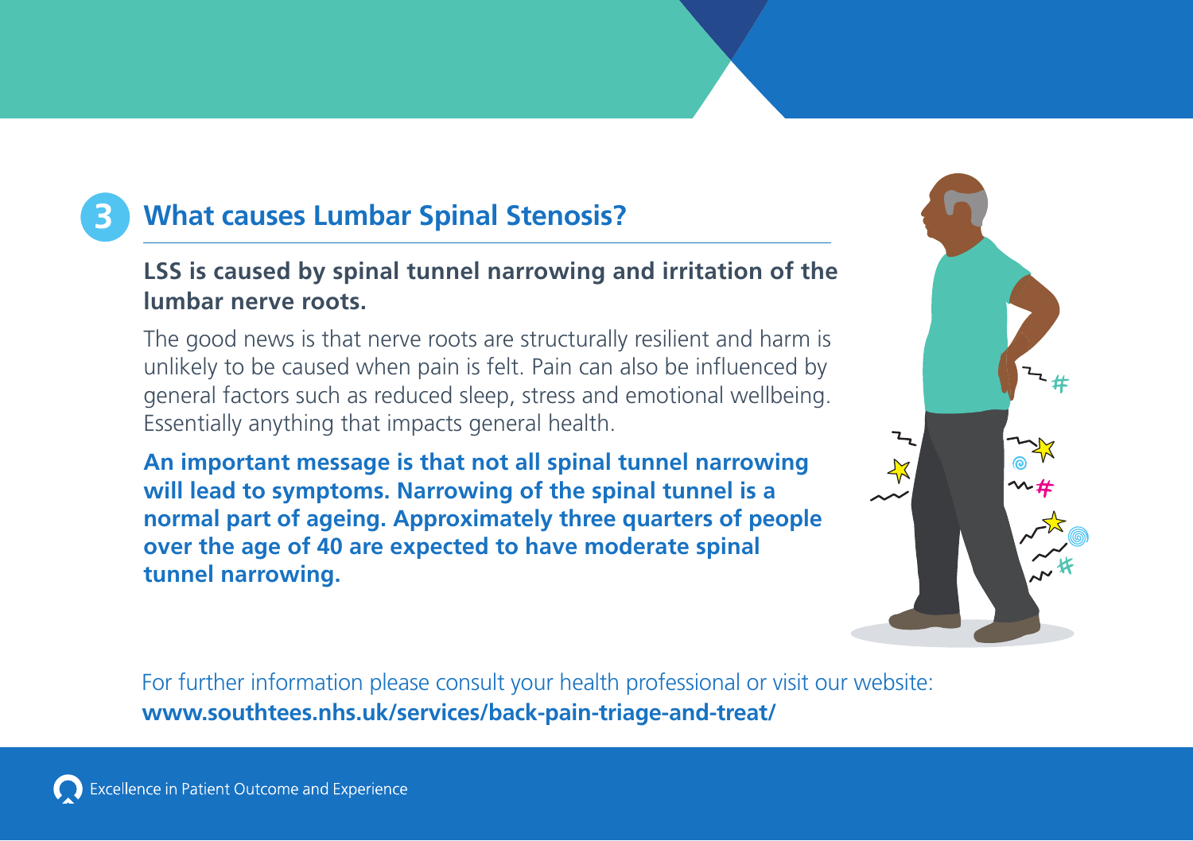## 3 What causes Lumbar Spinal Stenosis?

**LSS is caused by spinal tunnel narrowing and irritation of the lumbar nerve roots.**

The good news is that nerve roots are structurally resilient and harm is unlikely to be caused when pain is felt. Pain can also be influenced by general factors such as reduced sleep, stress and emotional wellbeing. Essentially anything that impacts general health.

**An important message is that not all spinal tunnel narrowing will lead to symptoms. Narrowing of the spinal tunnel is a normal part of ageing. Approximately three quarters of people over the age of 40 are expected to have moderate spinal tunnel narrowing.**

For further information please consult your health professional or visit our website:
**www.southtees.nhs.uk/services/back-pain-triage-and-treat/**

Excellence in Patient Outcome and Experience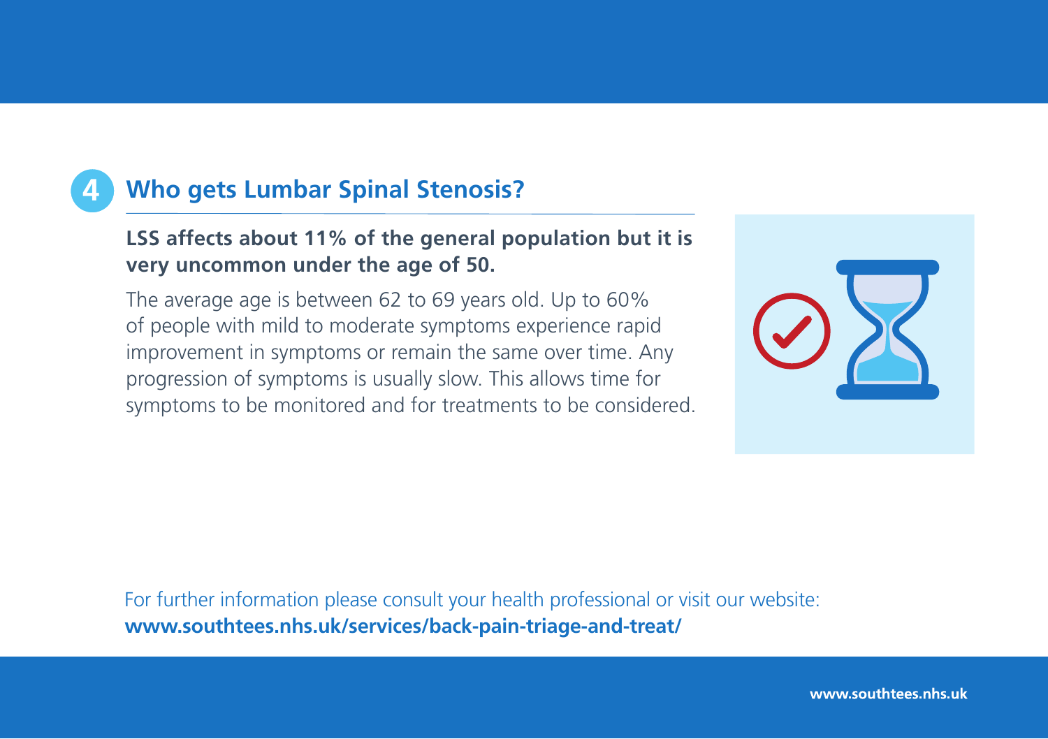## 4 Who gets Lumbar Spinal Stenosis?

**LSS affects about 11% of the general population but it is very uncommon under the age of 50.**

The average age is between 62 to 69 years old. Up to 60% of people with mild to moderate symptoms experience rapid improvement in symptoms or remain the same over time. Any progression of symptoms is usually slow. This allows time for symptoms to be monitored and for treatments to be considered.

For further information please consult your health professional or visit our website:
**www.southtees.nhs.uk/services/back-pain-triage-and-treat/**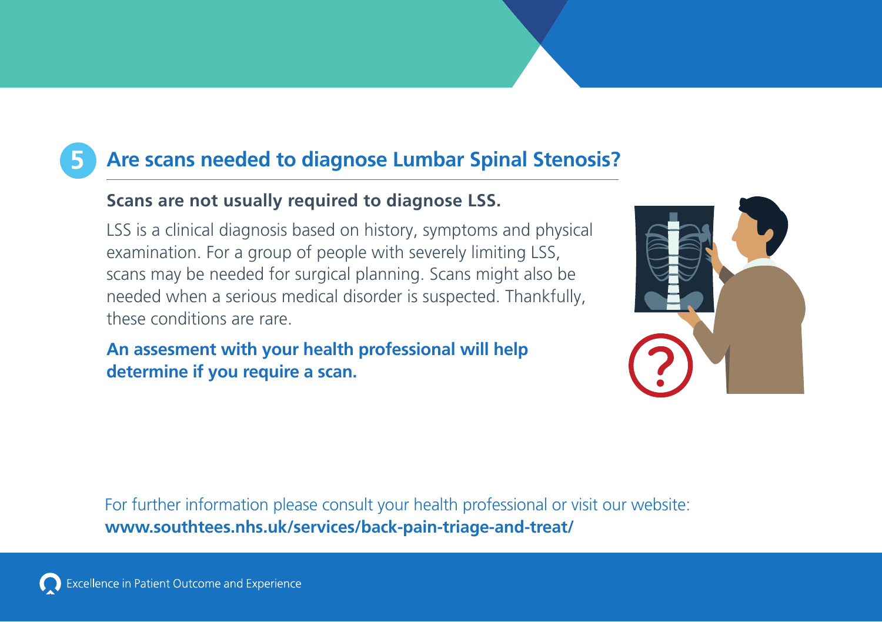## 5 Are scans needed to diagnose Lumbar Spinal Stenosis?

**Scans are not usually required to diagnose LSS.**

LSS is a clinical diagnosis based on history, symptoms and physical examination. For a group of people with severely limiting LSS, scans may be needed for surgical planning. Scans might also be needed when a serious medical disorder is suspected. Thankfully, these conditions are rare.

**An assesment with your health professional will help determine if you require a scan.**

For further information please consult your health professional or visit our website:
**www.southtees.nhs.uk/services/back-pain-triage-and-treat/**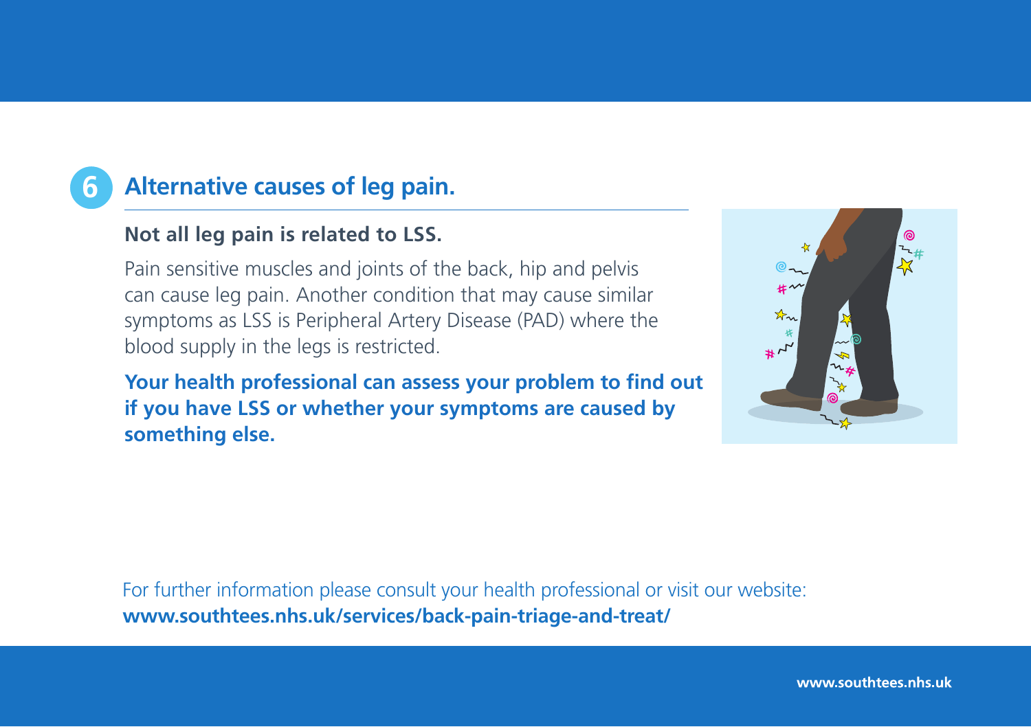## 6 Alternative causes of leg pain.

**Not all leg pain is related to LSS.**

Pain sensitive muscles and joints of the back, hip and pelvis can cause leg pain. Another condition that may cause similar symptoms as LSS is Peripheral Artery Disease (PAD) where the blood supply in the legs is restricted.

**Your health professional can assess your problem to find out if you have LSS or whether your symptoms are caused by something else.**

For further information please consult your health professional or visit our website:
**www.southtees.nhs.uk/services/back-pain-triage-and-treat/**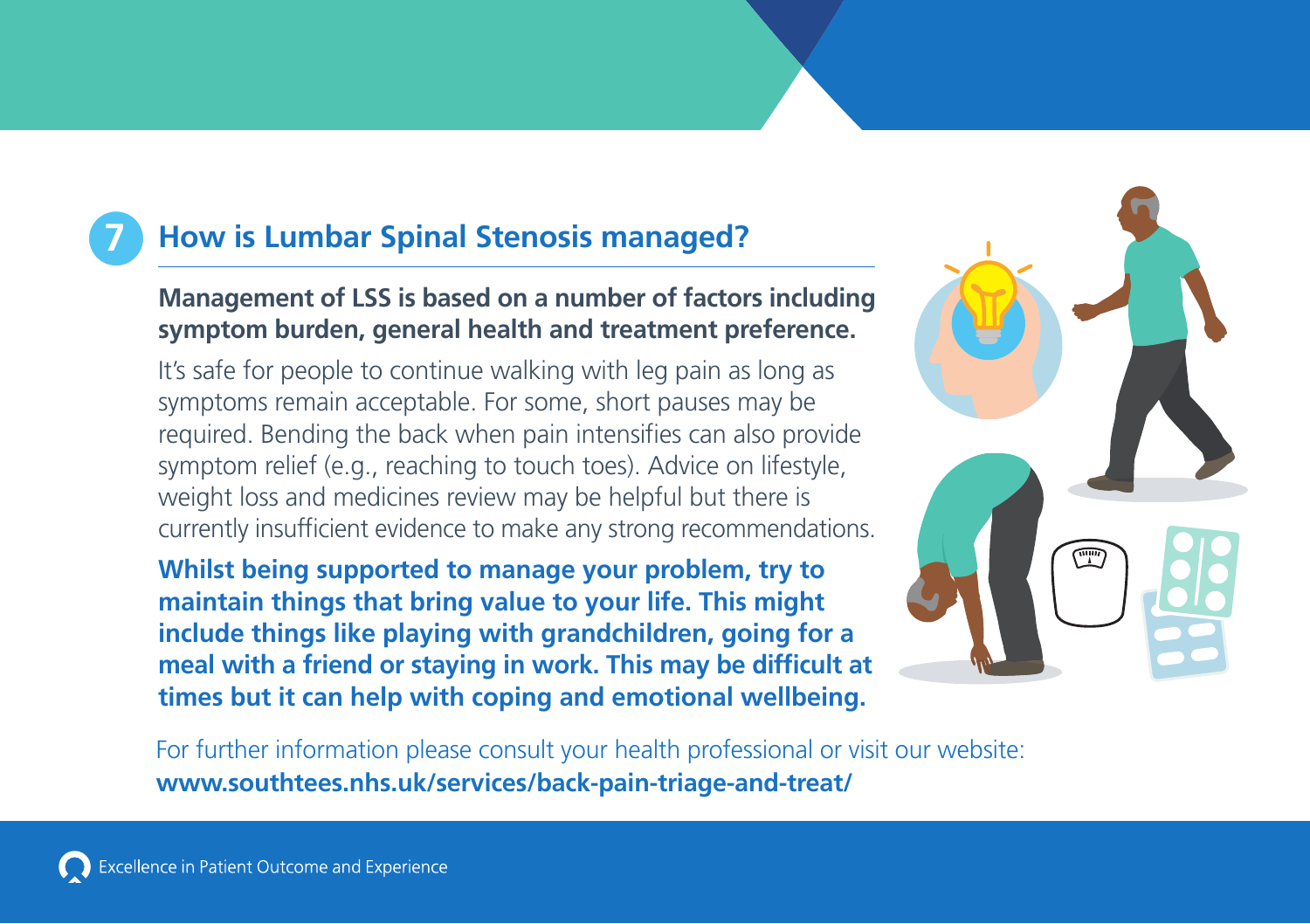## 7 How is Lumbar Spinal Stenosis managed?

**Management of LSS is based on a number of factors including symptom burden, general health and treatment preference.**

It's safe for people to continue walking with leg pain as long as symptoms remain acceptable. For some, short pauses may be required. Bending the back when pain intensifies can also provide symptom relief (e.g., reaching to touch toes). Advice on lifestyle, weight loss and medicines review may be helpful but there is currently insufficient evidence to make any strong recommendations.

**Whilst being supported to manage your problem, try to maintain things that bring value to your life. This might include things like playing with grandchildren, going for a meal with a friend or staying in work. This may be difficult at times but it can help with coping and emotional wellbeing.**

For further information please consult your health professional or visit our website:
**www.southtees.nhs.uk/services/back-pain-triage-and-treat/**

Excellence in Patient Outcome and Experience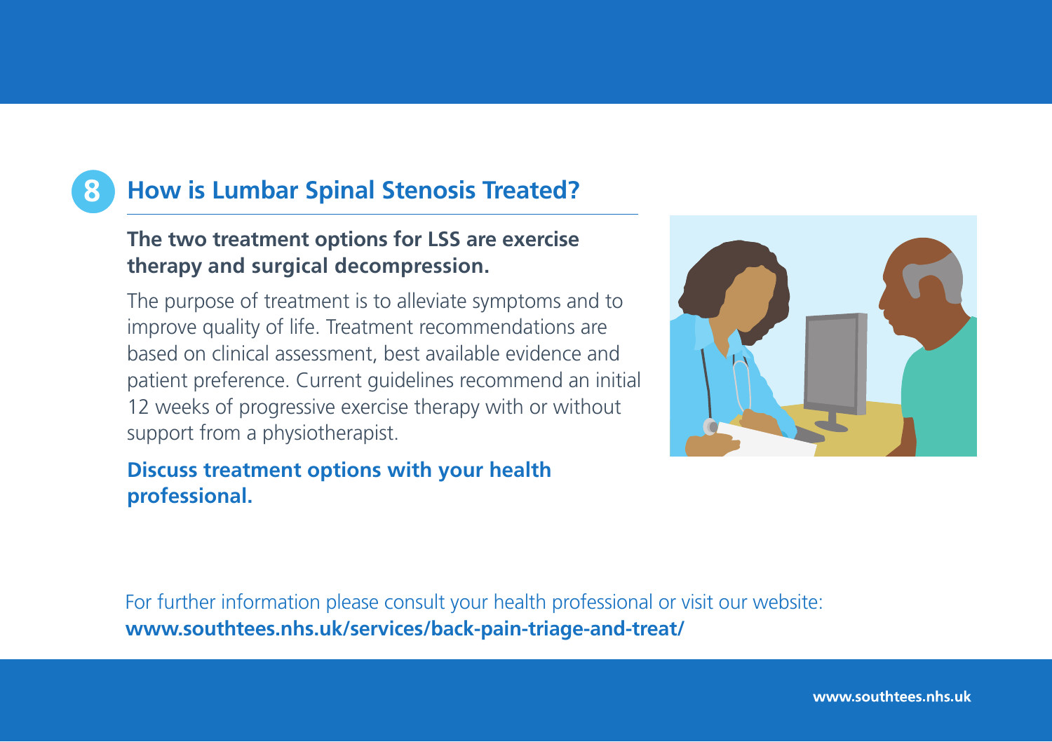## 8 How is Lumbar Spinal Stenosis Treated?

**The two treatment options for LSS are exercise therapy and surgical decompression.**

The purpose of treatment is to alleviate symptoms and to improve quality of life. Treatment recommendations are based on clinical assessment, best available evidence and patient preference. Current guidelines recommend an initial 12 weeks of progressive exercise therapy with or without support from a physiotherapist.

**Discuss treatment options with your health professional.**

For further information please consult your health professional or visit our website:
**www.southtees.nhs.uk/services/back-pain-triage-and-treat/**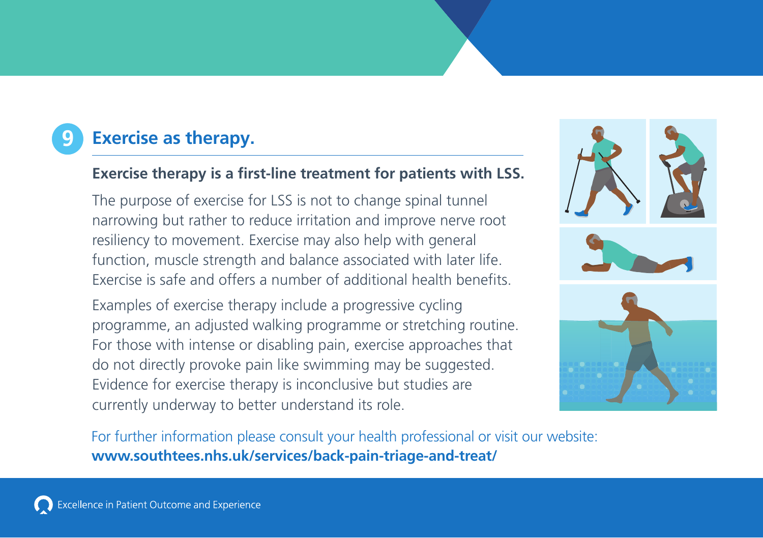## 9 Exercise as therapy.

**Exercise therapy is a first-line treatment for patients with LSS.**

The purpose of exercise for LSS is not to change spinal tunnel narrowing but rather to reduce irritation and improve nerve root resiliency to movement. Exercise may also help with general function, muscle strength and balance associated with later life. Exercise is safe and offers a number of additional health benefits.

Examples of exercise therapy include a progressive cycling programme, an adjusted walking programme or stretching routine. For those with intense or disabling pain, exercise approaches that do not directly provoke pain like swimming may be suggested. Evidence for exercise therapy is inconclusive but studies are currently underway to better understand its role.

For further information please consult your health professional or visit our website:
**www.southtees.nhs.uk/services/back-pain-triage-and-treat/**

Excellence in Patient Outcome and Experience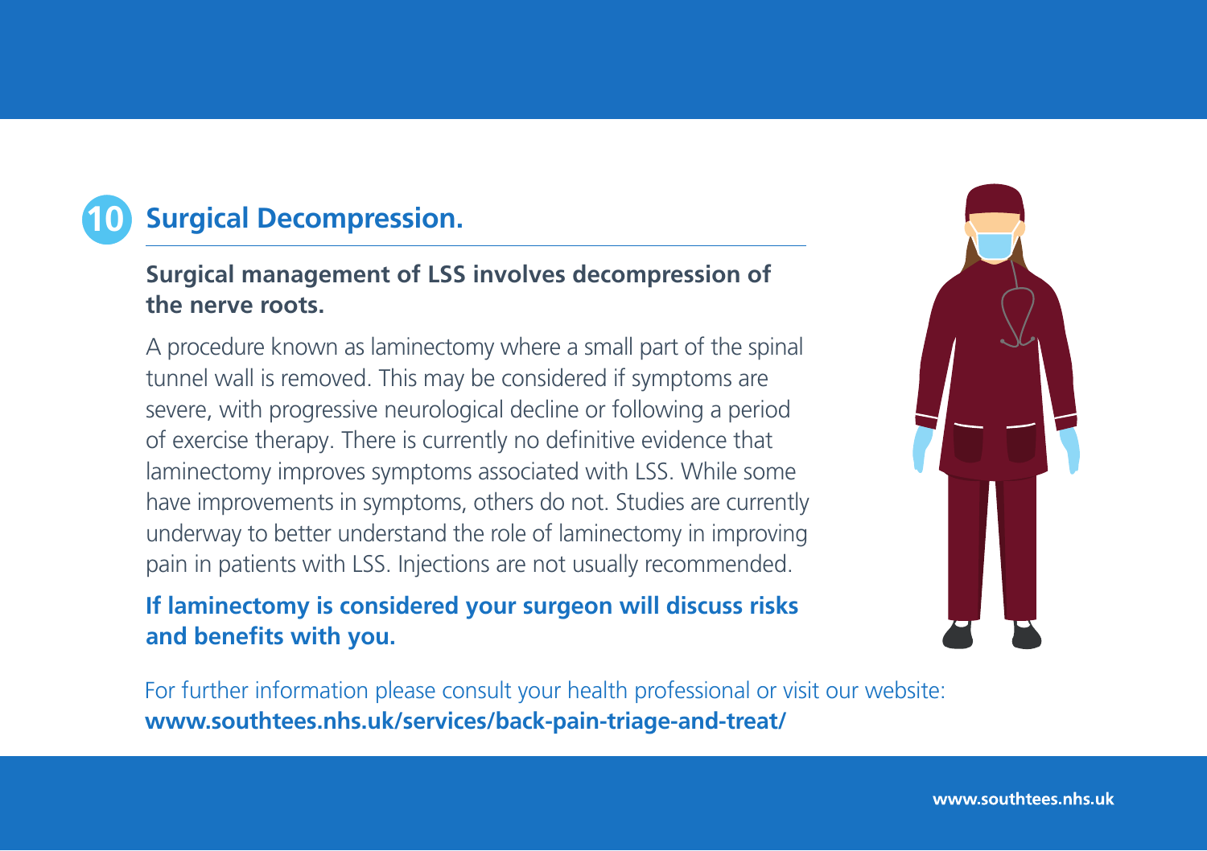## 10 Surgical Decompression.

**Surgical management of LSS involves decompression of the nerve roots.**

A procedure known as laminectomy where a small part of the spinal tunnel wall is removed. This may be considered if symptoms are severe, with progressive neurological decline or following a period of exercise therapy. There is currently no definitive evidence that laminectomy improves symptoms associated with LSS. While some have improvements in symptoms, others do not. Studies are currently underway to better understand the role of laminectomy in improving pain in patients with LSS. Injections are not usually recommended.

**If laminectomy is considered your surgeon will discuss risks and benefits with you.**

For further information please consult your health professional or visit our website: **www.southtees.nhs.uk/services/back-pain-triage-and-treat/**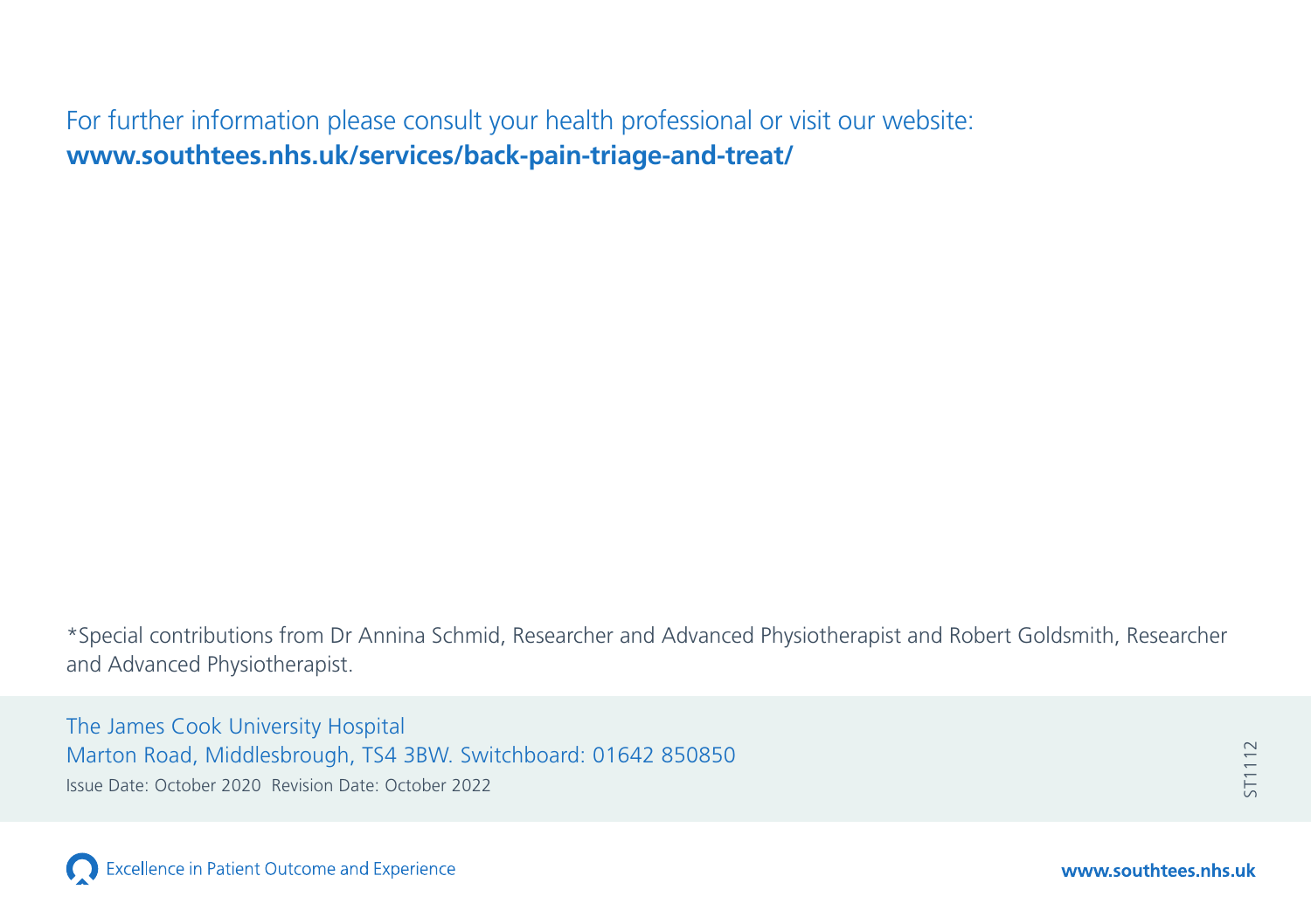For further information please consult your health professional or visit our website:
**www.southtees.nhs.uk/services/back-pain-triage-and-treat/**

*Special contributions from Dr Annina Schmid, Researcher and Advanced Physiotherapist and Robert Goldsmith, Researcher and Advanced Physiotherapist.

The James Cook University Hospital
Marton Road, Middlesbrough, TS4 3BW. Switchboard: 01642 850850
Issue Date: October 2020 Revision Date: October 2022

ST1112

Excellence in Patient Outcome and Experience

**www.southtees.nhs.uk**